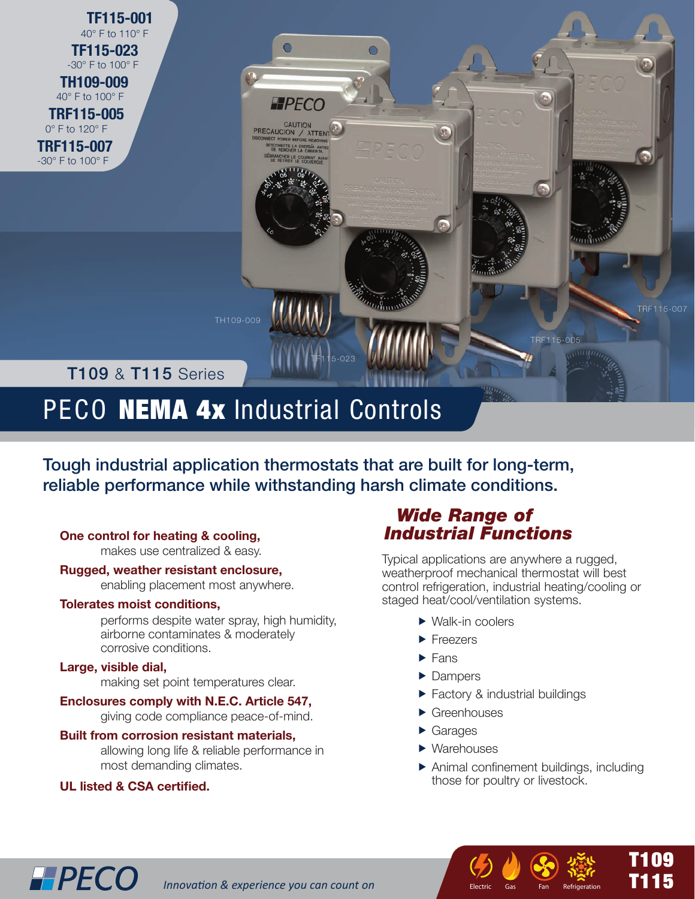**TF115-001**
40° F to 110° F

**TF115-023**
-30° F to 100° F

**TH109-009**
40° F to 100° F

**TRF115-005**
0° F to 120° F

**TRF115-007**
-30° F to 100° F

## T109 & T115 Series

# PECO **NEMA 4x** Industrial Controls

### Tough industrial application thermostats that are built for long-term, reliable performance while withstanding harsh climate conditions.

**One control for heating & cooling,**
makes use centralized & easy.

**Rugged, weather resistant enclosure,**
enabling placement most anywhere.

**Tolerates moist conditions,**
performs despite water spray, high humidity, airborne contaminates & moderately corrosive conditions.

**Large, visible dial,**
making set point temperatures clear.

**Enclosures comply with N.E.C. Article 547,**
giving code compliance peace-of-mind.

**Built from corrosion resistant materials,**
allowing long life & reliable performance in most demanding climates.

**UL listed & CSA certified.**

## *Wide Range of Industrial Functions*

Typical applications are anywhere a rugged, weatherproof mechanical thermostat will best control refrigeration, industrial heating/cooling or staged heat/cool/ventilation systems.

- Walk-in coolers
- Freezers
- Fans
- Dampers
- Factory & industrial buildings
- Greenhouses
- Garages
- Warehouses
- Animal confinement buildings, including those for poultry or livestock.

PECO *Innovation & experience you can count on*

Electric Gas Fan Refrigeration

**T109 T115**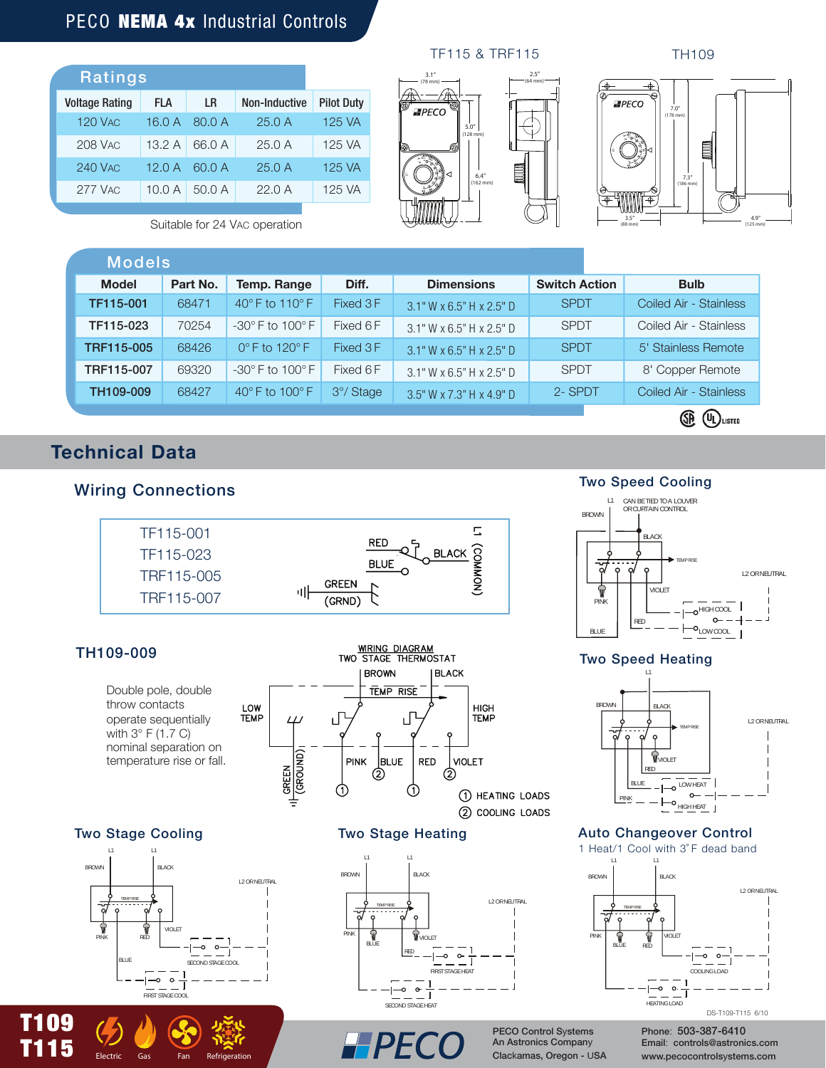# PECO NEMA 4x Industrial Controls

## Ratings

| Voltage Rating | FLA | LR | Non-Inductive | Pilot Duty |
|---|---|---|---|---|
| 120 VAC | 16.0 A | 80.0 A | 25.0 A | 125 VA |
| 208 VAC | 13.2 A | 66.0 A | 25.0 A | 125 VA |
| 240 VAC | 12.0 A | 60.0 A | 25.0 A | 125 VA |
| 277 VAC | 10.0 A | 50.0 A | 22.0 A | 125 VA |

Suitable for 24 VAC operation

TF115 & TRF115

3.1" (78 mm)
2.5" (64 mm)
5.0" (128 mm)
6.4" (162 mm)

TH109

7.0" (178 mm)
7.3" (186 mm)
3.5" (88 mm)
4.9" (125 mm)

## Models

| Model | Part No. | Temp. Range | Diff. | Dimensions | Switch Action | Bulb |
|---|---|---|---|---|---|---|
| TF115-001 | 68471 | 40° F to 110° F | Fixed 3 F | 3.1" W x 6.5" H x 2.5" D | SPDT | Coiled Air - Stainless |
| TF115-023 | 70254 | -30° F to 100° F | Fixed 6 F | 3.1" W x 6.5" H x 2.5" D | SPDT | Coiled Air - Stainless |
| TRF115-005 | 68426 | 0° F to 120° F | Fixed 3 F | 3.1" W x 6.5" H x 2.5" D | SPDT | 5' Stainless Remote |
| TRF115-007 | 69320 | -30° F to 100° F | Fixed 6 F | 3.1" W x 6.5" H x 2.5" D | SPDT | 8' Copper Remote |
| TH109-009 | 68427 | 40° F to 100° F | 3°/ Stage | 3.5" W x 7.3" H x 4.9" D | 2- SPDT | Coiled Air - Stainless |

## Technical Data

### Wiring Connections

TF115-001
TF115-023
TRF115-005
TRF115-007

RED, BLUE, BLACK, L1 (COMMON), GREEN (GRND)

### TH109-009

Double pole, double throw contacts operate sequentially with 3° F (1.7 C) nominal separation on temperature rise or fall.

WIRING DIAGRAM
TWO STAGE THERMOSTAT

BROWN, BLACK, TEMP RISE, LOW TEMP, HIGH TEMP, GREEN (GROUND), PINK, BLUE, RED, VIOLET

① HEATING LOADS
② COOLING LOADS

### Two Speed Cooling

L1, CAN BE TIED TO A LOUVER OR CURTAIN CONTROL, BROWN, BLACK, TEMP RISE, L2 OR NEUTRAL, PINK, VIOLET, HIGH COOL, RED, LOW COOL, BLUE

### Two Speed Heating

L1, BROWN, BLACK, TEMP RISE, L2 OR NEUTRAL, VIOLET, RED, BLUE, LOW HEAT, PINK, HIGH HEAT

### Two Stage Cooling

L1, L1, BROWN, BLACK, TEMP RISE, L2 OR NEUTRAL, PINK, RED, VIOLET, SECOND STAGE COOL, BLUE, FIRST STAGE COOL

### Two Stage Heating

L1, L1, BROWN, BLACK, TEMP RISE, L2 OR NEUTRAL, PINK, BLUE, VIOLET, RED, FIRST STAGE HEAT, SECOND STAGE HEAT

### Auto Changeover Control

1 Heat/1 Cool with 3˚F dead band

L1, L1, BROWN, BLACK, TEMP RISE, L2 OR NEUTRAL, PINK, BLUE, RED, VIOLET, COOLING LOAD, HEATING LOAD

DS-T109-T115 6/10

T109
T115

Electric Gas Fan Refrigeration

PECO

PECO Control Systems
An Astronics Company
Clackamas, Oregon - USA

Phone: 503-387-6410
Email: controls@astronics.com
www.pecocontrolsystems.com